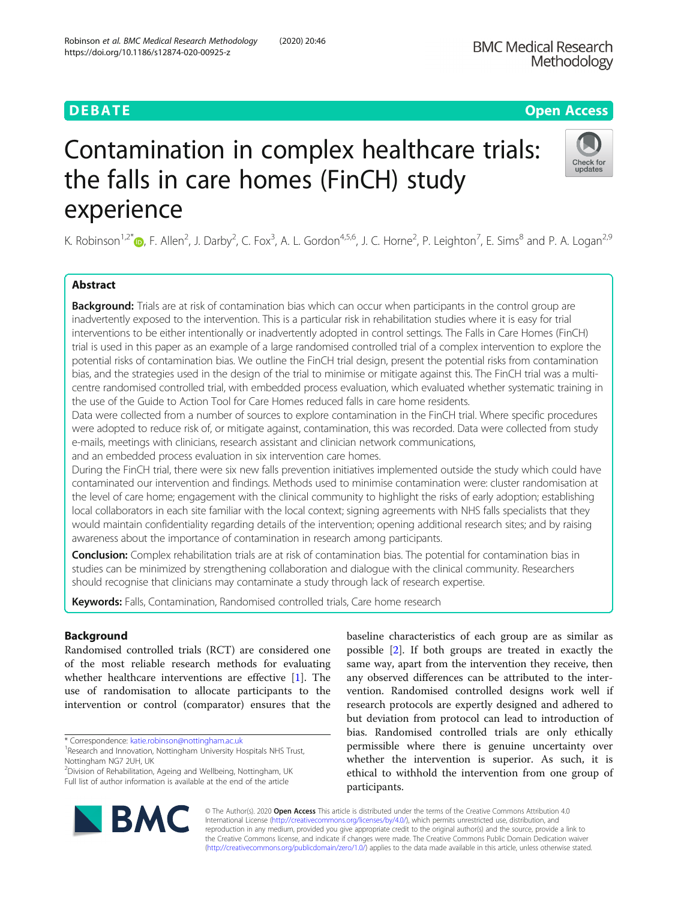DEBATE

Open Access

# Contamination in complex healthcare trials: the falls in care homes (FinCH) study experience

K. Robinson[1,2*], F. Allen[2], J. Darby[2], C. Fox[3], A. L. Gordon[4,5,6], J. C. Horne[2], P. Leighton[7], E. Sims[8] and P. A. Logan[2,9]

## Abstract

**Background:** Trials are at risk of contamination bias which can occur when participants in the control group are inadvertently exposed to the intervention. This is a particular risk in rehabilitation studies where it is easy for trial interventions to be either intentionally or inadvertently adopted in control settings. The Falls in Care Homes (FinCH) trial is used in this paper as an example of a large randomised controlled trial of a complex intervention to explore the potential risks of contamination bias. We outline the FinCH trial design, present the potential risks from contamination bias, and the strategies used in the design of the trial to minimise or mitigate against this. The FinCH trial was a multi-centre randomised controlled trial, with embedded process evaluation, which evaluated whether systematic training in the use of the Guide to Action Tool for Care Homes reduced falls in care home residents.

Data were collected from a number of sources to explore contamination in the FinCH trial. Where specific procedures were adopted to reduce risk of, or mitigate against, contamination, this was recorded. Data were collected from study e-mails, meetings with clinicians, research assistant and clinician network communications, and an embedded process evaluation in six intervention care homes.

During the FinCH trial, there were six new falls prevention initiatives implemented outside the study which could have contaminated our intervention and findings. Methods used to minimise contamination were: cluster randomisation at the level of care home; engagement with the clinical community to highlight the risks of early adoption; establishing local collaborators in each site familiar with the local context; signing agreements with NHS falls specialists that they would maintain confidentiality regarding details of the intervention; opening additional research sites; and by raising awareness about the importance of contamination in research among participants.

**Conclusion:** Complex rehabilitation trials are at risk of contamination bias. The potential for contamination bias in studies can be minimized by strengthening collaboration and dialogue with the clinical community. Researchers should recognise that clinicians may contaminate a study through lack of research expertise.

**Keywords:** Falls, Contamination, Randomised controlled trials, Care home research

## Background

Randomised controlled trials (RCT) are considered one of the most reliable research methods for evaluating whether healthcare interventions are effective [1]. The use of randomisation to allocate participants to the intervention or control (comparator) ensures that the baseline characteristics of each group are as similar as possible [2]. If both groups are treated in exactly the same way, apart from the intervention they receive, then any observed differences can be attributed to the intervention. Randomised controlled designs work well if research protocols are expertly designed and adhered to but deviation from protocol can lead to introduction of bias. Randomised controlled trials are only ethically permissible where there is genuine uncertainty over whether the intervention is superior. As such, it is ethical to withhold the intervention from one group of participants.

* Correspondence: katie.robinson@nottingham.ac.uk
[1]Research and Innovation, Nottingham University Hospitals NHS Trust, Nottingham NG7 2UH, UK
[2]Division of Rehabilitation, Ageing and Wellbeing, Nottingham, UK
Full list of author information is available at the end of the article

© The Author(s). 2020 **Open Access** This article is distributed under the terms of the Creative Commons Attribution 4.0 International License (http://creativecommons.org/licenses/by/4.0/), which permits unrestricted use, distribution, and reproduction in any medium, provided you give appropriate credit to the original author(s) and the source, provide a link to the Creative Commons license, and indicate if changes were made. The Creative Commons Public Domain Dedication waiver (http://creativecommons.org/publicdomain/zero/1.0/) applies to the data made available in this article, unless otherwise stated.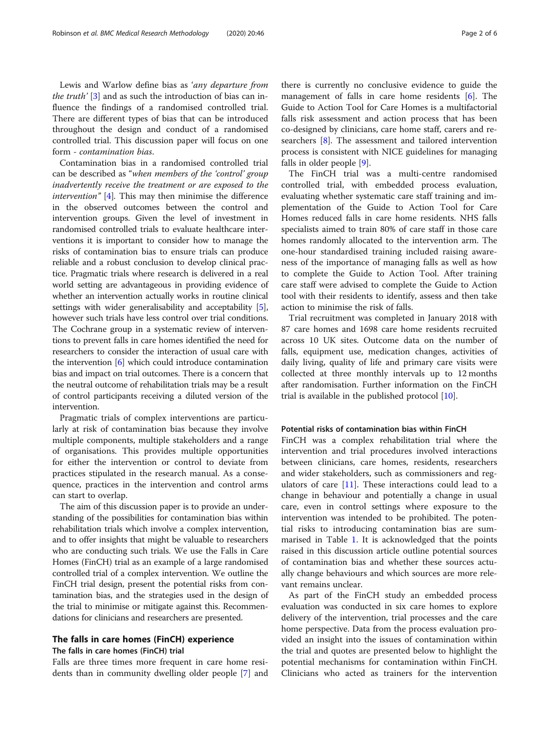Lewis and Warlow define bias as '*any departure from the truth*' [3] and as such the introduction of bias can influence the findings of a randomised controlled trial. There are different types of bias that can be introduced throughout the design and conduct of a randomised controlled trial. This discussion paper will focus on one form - *contamination bias*.

Contamination bias in a randomised controlled trial can be described as "*when members of the 'control' group inadvertently receive the treatment or are exposed to the intervention*" [4]. This may then minimise the difference in the observed outcomes between the control and intervention groups. Given the level of investment in randomised controlled trials to evaluate healthcare interventions it is important to consider how to manage the risks of contamination bias to ensure trials can produce reliable and a robust conclusion to develop clinical practice. Pragmatic trials where research is delivered in a real world setting are advantageous in providing evidence of whether an intervention actually works in routine clinical settings with wider generalisability and acceptability [5], however such trials have less control over trial conditions. The Cochrane group in a systematic review of interventions to prevent falls in care homes identified the need for researchers to consider the interaction of usual care with the intervention [6] which could introduce contamination bias and impact on trial outcomes. There is a concern that the neutral outcome of rehabilitation trials may be a result of control participants receiving a diluted version of the intervention.

Pragmatic trials of complex interventions are particularly at risk of contamination bias because they involve multiple components, multiple stakeholders and a range of organisations. This provides multiple opportunities for either the intervention or control to deviate from practices stipulated in the research manual. As a consequence, practices in the intervention and control arms can start to overlap.

The aim of this discussion paper is to provide an understanding of the possibilities for contamination bias within rehabilitation trials which involve a complex intervention, and to offer insights that might be valuable to researchers who are conducting such trials. We use the Falls in Care Homes (FinCH) trial as an example of a large randomised controlled trial of a complex intervention. We outline the FinCH trial design, present the potential risks from contamination bias, and the strategies used in the design of the trial to minimise or mitigate against this. Recommendations for clinicians and researchers are presented.

## The falls in care homes (FinCH) experience

### The falls in care homes (FinCH) trial

Falls are three times more frequent in care home residents than in community dwelling older people [7] and there is currently no conclusive evidence to guide the management of falls in care home residents [6]. The Guide to Action Tool for Care Homes is a multifactorial falls risk assessment and action process that has been co-designed by clinicians, care home staff, carers and researchers [8]. The assessment and tailored intervention process is consistent with NICE guidelines for managing falls in older people [9].

The FinCH trial was a multi-centre randomised controlled trial, with embedded process evaluation, evaluating whether systematic care staff training and implementation of the Guide to Action Tool for Care Homes reduced falls in care home residents. NHS falls specialists aimed to train 80% of care staff in those care homes randomly allocated to the intervention arm. The one-hour standardised training included raising awareness of the importance of managing falls as well as how to complete the Guide to Action Tool. After training care staff were advised to complete the Guide to Action tool with their residents to identify, assess and then take action to minimise the risk of falls.

Trial recruitment was completed in January 2018 with 87 care homes and 1698 care home residents recruited across 10 UK sites. Outcome data on the number of falls, equipment use, medication changes, activities of daily living, quality of life and primary care visits were collected at three monthly intervals up to 12 months after randomisation. Further information on the FinCH trial is available in the published protocol [10].

### Potential risks of contamination bias within FinCH

FinCH was a complex rehabilitation trial where the intervention and trial procedures involved interactions between clinicians, care homes, residents, researchers and wider stakeholders, such as commissioners and regulators of care [11]. These interactions could lead to a change in behaviour and potentially a change in usual care, even in control settings where exposure to the intervention was intended to be prohibited. The potential risks to introducing contamination bias are summarised in Table 1. It is acknowledged that the points raised in this discussion article outline potential sources of contamination bias and whether these sources actually change behaviours and which sources are more relevant remains unclear.

As part of the FinCH study an embedded process evaluation was conducted in six care homes to explore delivery of the intervention, trial processes and the care home perspective. Data from the process evaluation provided an insight into the issues of contamination within the trial and quotes are presented below to highlight the potential mechanisms for contamination within FinCH. Clinicians who acted as trainers for the intervention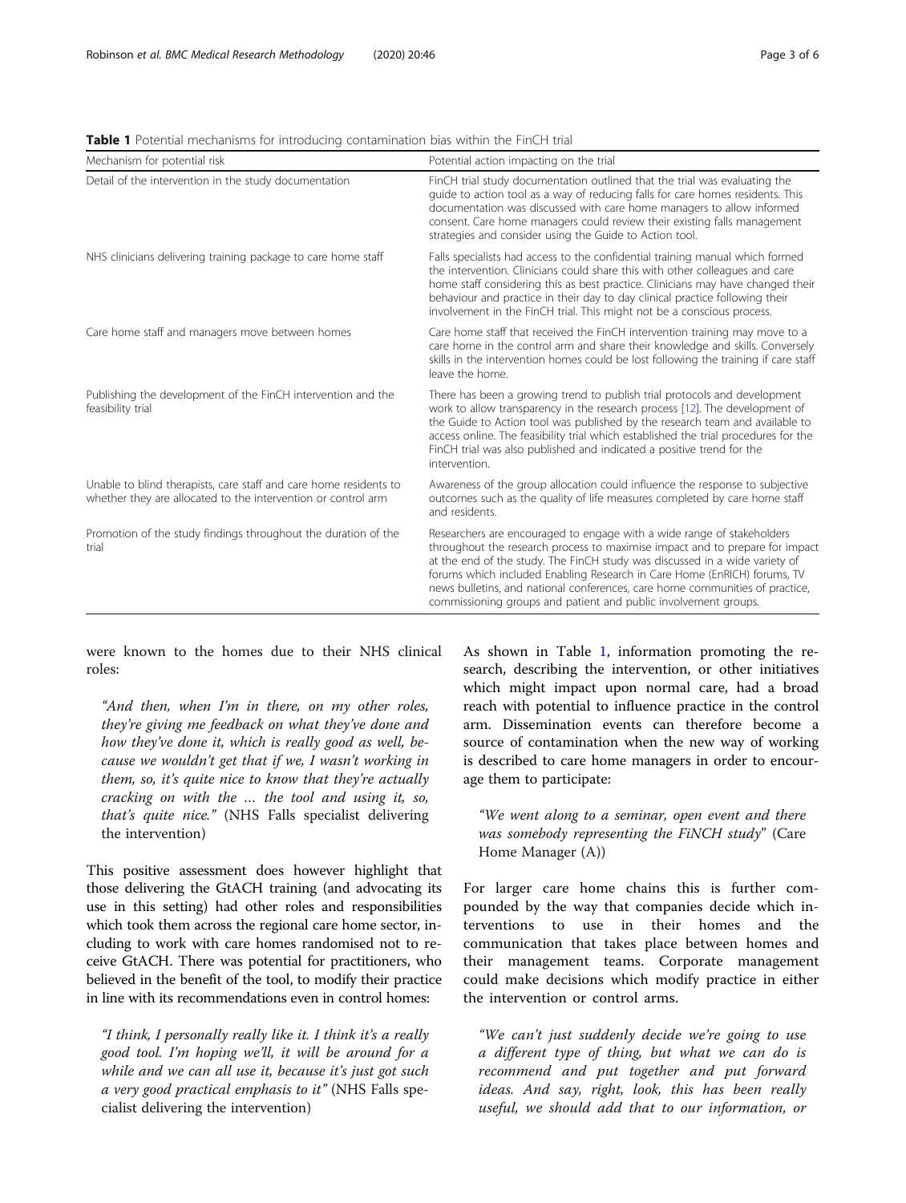**Table 1** Potential mechanisms for introducing contamination bias within the FinCH trial

| Mechanism for potential risk | Potential action impacting on the trial |
| --- | --- |
| Detail of the intervention in the study documentation | FinCH trial study documentation outlined that the trial was evaluating the guide to action tool as a way of reducing falls for care homes residents. This documentation was discussed with care home managers to allow informed consent. Care home managers could review their existing falls management strategies and consider using the Guide to Action tool. |
| NHS clinicians delivering training package to care home staff | Falls specialists had access to the confidential training manual which formed the intervention. Clinicians could share this with other colleagues and care home staff considering this as best practice. Clinicians may have changed their behaviour and practice in their day to day clinical practice following their involvement in the FinCH trial. This might not be a conscious process. |
| Care home staff and managers move between homes | Care home staff that received the FinCH intervention training may move to a care home in the control arm and share their knowledge and skills. Conversely skills in the intervention homes could be lost following the training if care staff leave the home. |
| Publishing the development of the FinCH intervention and the feasibility trial | There has been a growing trend to publish trial protocols and development work to allow transparency in the research process [12]. The development of the Guide to Action tool was published by the research team and available to access online. The feasibility trial which established the trial procedures for the FinCH trial was also published and indicated a positive trend for the intervention. |
| Unable to blind therapists, care staff and care home residents to whether they are allocated to the intervention or control arm | Awareness of the group allocation could influence the response to subjective outcomes such as the quality of life measures completed by care home staff and residents. |
| Promotion of the study findings throughout the duration of the trial | Researchers are encouraged to engage with a wide range of stakeholders throughout the research process to maximise impact and to prepare for impact at the end of the study. The FinCH study was discussed in a wide variety of forums which included Enabling Research in Care Home (EnRICH) forums, TV news bulletins, and national conferences, care home communities of practice, commissioning groups and patient and public involvement groups. |

were known to the homes due to their NHS clinical roles:

> *"And then, when I'm in there, on my other roles, they're giving me feedback on what they've done and how they've done it, which is really good as well, because we wouldn't get that if we, I wasn't working in them, so, it's quite nice to know that they're actually cracking on with the … the tool and using it, so, that's quite nice."* (NHS Falls specialist delivering the intervention)

This positive assessment does however highlight that those delivering the GtACH training (and advocating its use in this setting) had other roles and responsibilities which took them across the regional care home sector, including to work with care homes randomised not to receive GtACH. There was potential for practitioners, who believed in the benefit of the tool, to modify their practice in line with its recommendations even in control homes:

> *"I think, I personally really like it. I think it's a really good tool. I'm hoping we'll, it will be around for a while and we can all use it, because it's just got such a very good practical emphasis to it"* (NHS Falls specialist delivering the intervention)

As shown in Table 1, information promoting the research, describing the intervention, or other initiatives which might impact upon normal care, had a broad reach with potential to influence practice in the control arm. Dissemination events can therefore become a source of contamination when the new way of working is described to care home managers in order to encourage them to participate:

> *"We went along to a seminar, open event and there was somebody representing the FiNCH study"* (Care Home Manager (A))

For larger care home chains this is further compounded by the way that companies decide which interventions to use in their homes and the communication that takes place between homes and their management teams. Corporate management could make decisions which modify practice in either the intervention or control arms.

> *"We can't just suddenly decide we're going to use a different type of thing, but what we can do is recommend and put together and put forward ideas. And say, right, look, this has been really useful, we should add that to our information, or*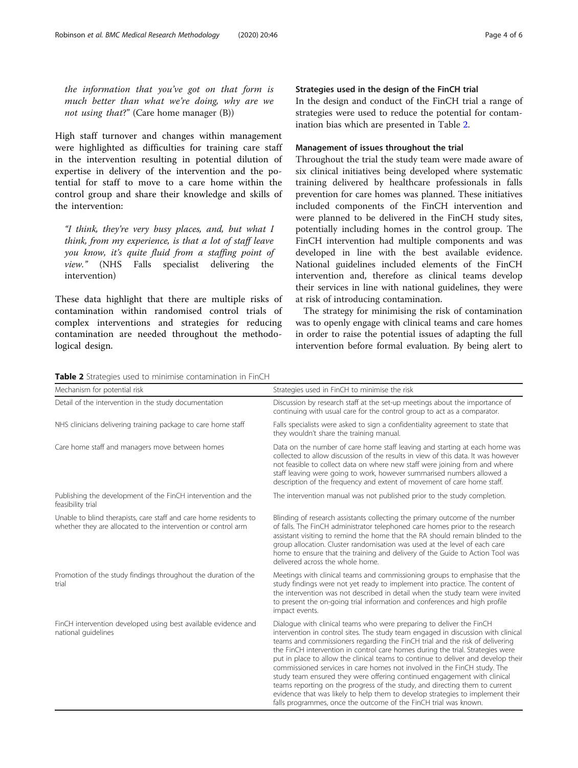*the information that you've got on that form is much better than what we're doing, why are we not using that?*" (Care home manager (B))

High staff turnover and changes within management were highlighted as difficulties for training care staff in the intervention resulting in potential dilution of expertise in delivery of the intervention and the potential for staff to move to a care home within the control group and share their knowledge and skills of the intervention:

> *"I think, they're very busy places, and, but what I think, from my experience, is that a lot of staff leave you know, it's quite fluid from a staffing point of view."* (NHS Falls specialist delivering the intervention)

These data highlight that there are multiple risks of contamination within randomised control trials of complex interventions and strategies for reducing contamination are needed throughout the methodological design.

### Strategies used in the design of the FinCH trial

In the design and conduct of the FinCH trial a range of strategies were used to reduce the potential for contamination bias which are presented in Table 2.

### Management of issues throughout the trial

Throughout the trial the study team were made aware of six clinical initiatives being developed where systematic training delivered by healthcare professionals in falls prevention for care homes was planned. These initiatives included components of the FinCH intervention and were planned to be delivered in the FinCH study sites, potentially including homes in the control group. The FinCH intervention had multiple components and was developed in line with the best available evidence. National guidelines included elements of the FinCH intervention and, therefore as clinical teams develop their services in line with national guidelines, they were at risk of introducing contamination.

The strategy for minimising the risk of contamination was to openly engage with clinical teams and care homes in order to raise the potential issues of adapting the full intervention before formal evaluation. By being alert to

**Table 2** Strategies used to minimise contamination in FinCH

| Mechanism for potential risk | Strategies used in FinCH to minimise the risk |
| --- | --- |
| Detail of the intervention in the study documentation | Discussion by research staff at the set-up meetings about the importance of continuing with usual care for the control group to act as a comparator. |
| NHS clinicians delivering training package to care home staff | Falls specialists were asked to sign a confidentiality agreement to state that they wouldn't share the training manual. |
| Care home staff and managers move between homes | Data on the number of care home staff leaving and starting at each home was collected to allow discussion of the results in view of this data. It was however not feasible to collect data on where new staff were joining from and where staff leaving were going to work, however summarised numbers allowed a description of the frequency and extent of movement of care home staff. |
| Publishing the development of the FinCH intervention and the feasibility trial | The intervention manual was not published prior to the study completion. |
| Unable to blind therapists, care staff and care home residents to whether they are allocated to the intervention or control arm | Blinding of research assistants collecting the primary outcome of the number of falls. The FinCH administrator telephoned care homes prior to the research assistant visiting to remind the home that the RA should remain blinded to the group allocation. Cluster randomisation was used at the level of each care home to ensure that the training and delivery of the Guide to Action Tool was delivered across the whole home. |
| Promotion of the study findings throughout the duration of the trial | Meetings with clinical teams and commissioning groups to emphasise that the study findings were not yet ready to implement into practice. The content of the intervention was not described in detail when the study team were invited to present the on-going trial information and conferences and high profile impact events. |
| FinCH intervention developed using best available evidence and national guidelines | Dialogue with clinical teams who were preparing to deliver the FinCH intervention in control sites. The study team engaged in discussion with clinical teams and commissioners regarding the FinCH trial and the risk of delivering the FinCH intervention in control care homes during the trial. Strategies were put in place to allow the clinical teams to continue to deliver and develop their commissioned services in care homes not involved in the FinCH study. The study team ensured they were offering continued engagement with clinical teams reporting on the progress of the study, and directing them to current evidence that was likely to help them to develop strategies to implement their falls programmes, once the outcome of the FinCH trial was known. |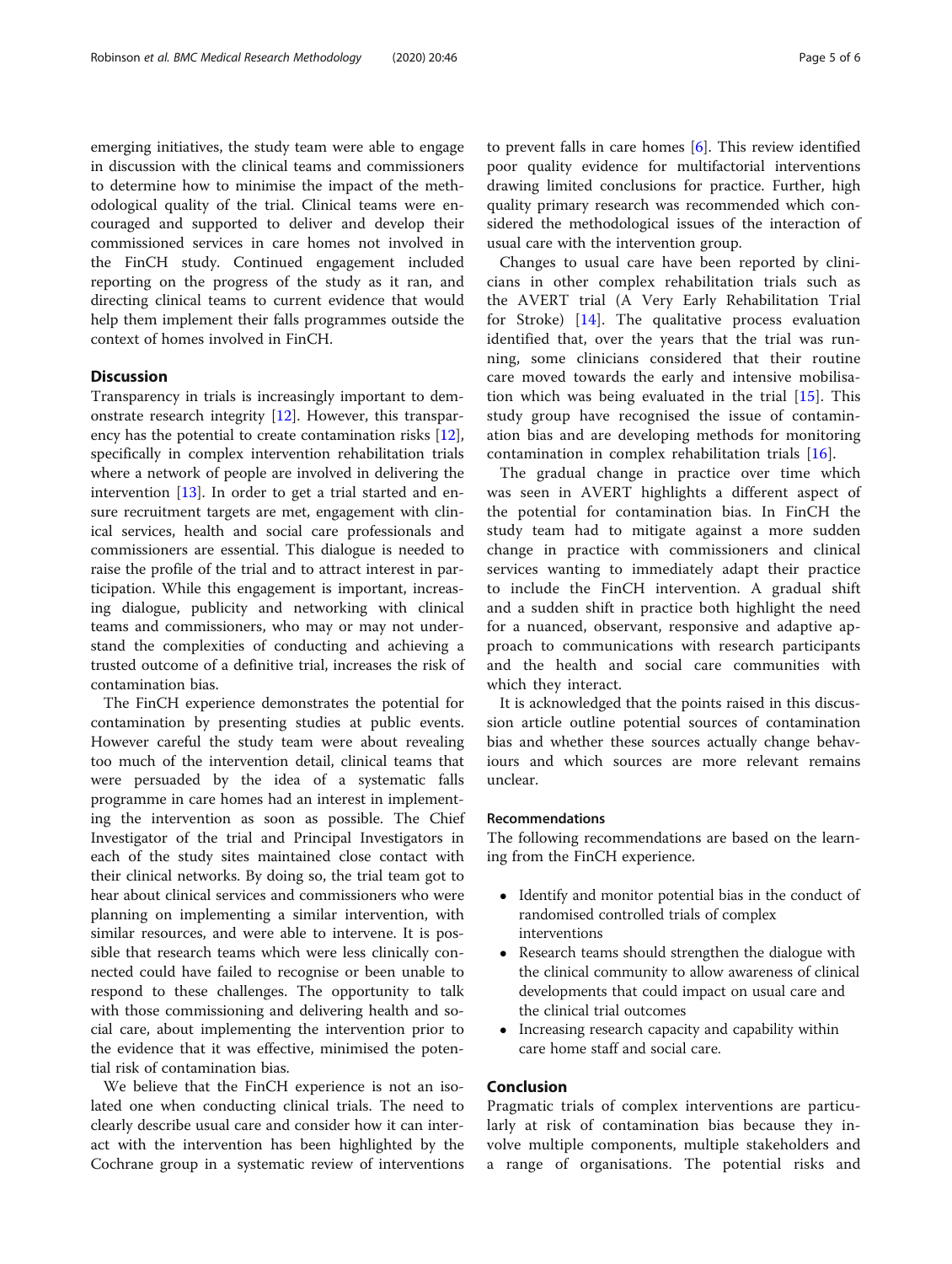emerging initiatives, the study team were able to engage in discussion with the clinical teams and commissioners to determine how to minimise the impact of the methodological quality of the trial. Clinical teams were encouraged and supported to deliver and develop their commissioned services in care homes not involved in the FinCH study. Continued engagement included reporting on the progress of the study as it ran, and directing clinical teams to current evidence that would help them implement their falls programmes outside the context of homes involved in FinCH.

## Discussion

Transparency in trials is increasingly important to demonstrate research integrity [12]. However, this transparency has the potential to create contamination risks [12], specifically in complex intervention rehabilitation trials where a network of people are involved in delivering the intervention [13]. In order to get a trial started and ensure recruitment targets are met, engagement with clinical services, health and social care professionals and commissioners are essential. This dialogue is needed to raise the profile of the trial and to attract interest in participation. While this engagement is important, increasing dialogue, publicity and networking with clinical teams and commissioners, who may or may not understand the complexities of conducting and achieving a trusted outcome of a definitive trial, increases the risk of contamination bias.

The FinCH experience demonstrates the potential for contamination by presenting studies at public events. However careful the study team were about revealing too much of the intervention detail, clinical teams that were persuaded by the idea of a systematic falls programme in care homes had an interest in implementing the intervention as soon as possible. The Chief Investigator of the trial and Principal Investigators in each of the study sites maintained close contact with their clinical networks. By doing so, the trial team got to hear about clinical services and commissioners who were planning on implementing a similar intervention, with similar resources, and were able to intervene. It is possible that research teams which were less clinically connected could have failed to recognise or been unable to respond to these challenges. The opportunity to talk with those commissioning and delivering health and social care, about implementing the intervention prior to the evidence that it was effective, minimised the potential risk of contamination bias.

We believe that the FinCH experience is not an isolated one when conducting clinical trials. The need to clearly describe usual care and consider how it can interact with the intervention has been highlighted by the Cochrane group in a systematic review of interventions to prevent falls in care homes [6]. This review identified poor quality evidence for multifactorial interventions drawing limited conclusions for practice. Further, high quality primary research was recommended which considered the methodological issues of the interaction of usual care with the intervention group.

Changes to usual care have been reported by clinicians in other complex rehabilitation trials such as the AVERT trial (A Very Early Rehabilitation Trial for Stroke) [14]. The qualitative process evaluation identified that, over the years that the trial was running, some clinicians considered that their routine care moved towards the early and intensive mobilisation which was being evaluated in the trial [15]. This study group have recognised the issue of contamination bias and are developing methods for monitoring contamination in complex rehabilitation trials [16].

The gradual change in practice over time which was seen in AVERT highlights a different aspect of the potential for contamination bias. In FinCH the study team had to mitigate against a more sudden change in practice with commissioners and clinical services wanting to immediately adapt their practice to include the FinCH intervention. A gradual shift and a sudden shift in practice both highlight the need for a nuanced, observant, responsive and adaptive approach to communications with research participants and the health and social care communities with which they interact.

It is acknowledged that the points raised in this discussion article outline potential sources of contamination bias and whether these sources actually change behaviours and which sources are more relevant remains unclear.

### Recommendations

The following recommendations are based on the learning from the FinCH experience.

- Identify and monitor potential bias in the conduct of randomised controlled trials of complex interventions
- Research teams should strengthen the dialogue with the clinical community to allow awareness of clinical developments that could impact on usual care and the clinical trial outcomes
- Increasing research capacity and capability within care home staff and social care.

## Conclusion

Pragmatic trials of complex interventions are particularly at risk of contamination bias because they involve multiple components, multiple stakeholders and a range of organisations. The potential risks and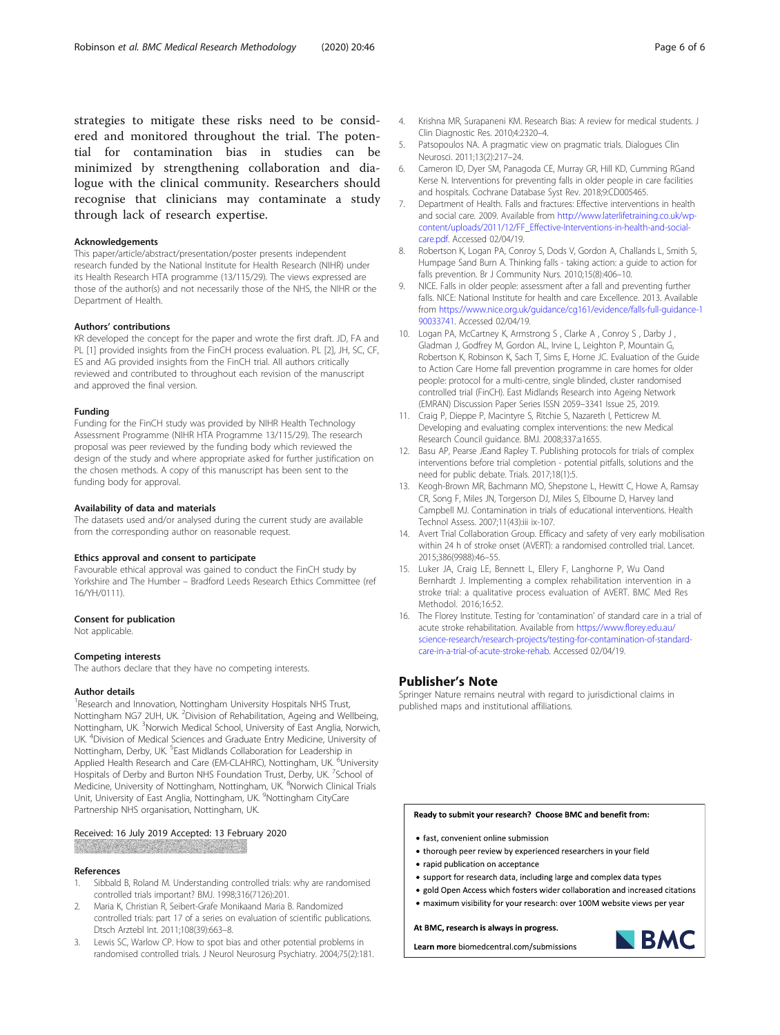strategies to mitigate these risks need to be considered and monitored throughout the trial. The potential for contamination bias in studies can be minimized by strengthening collaboration and dialogue with the clinical community. Researchers should recognise that clinicians may contaminate a study through lack of research expertise.

#### Acknowledgements
This paper/article/abstract/presentation/poster presents independent research funded by the National Institute for Health Research (NIHR) under its Health Research HTA programme (13/115/29). The views expressed are those of the author(s) and not necessarily those of the NHS, the NIHR or the Department of Health.

#### Authors' contributions
KR developed the concept for the paper and wrote the first draft. JD, FA and PL [1] provided insights from the FinCH process evaluation. PL [2], JH, SC, CF, ES and AG provided insights from the FinCH trial. All authors critically reviewed and contributed to throughout each revision of the manuscript and approved the final version.

#### Funding
Funding for the FinCH study was provided by NIHR Health Technology Assessment Programme (NIHR HTA Programme 13/115/29). The research proposal was peer reviewed by the funding body which reviewed the design of the study and where appropriate asked for further justification on the chosen methods. A copy of this manuscript has been sent to the funding body for approval.

#### Availability of data and materials
The datasets used and/or analysed during the current study are available from the corresponding author on reasonable request.

#### Ethics approval and consent to participate
Favourable ethical approval was gained to conduct the FinCH study by Yorkshire and The Humber – Bradford Leeds Research Ethics Committee (ref 16/YH/0111).

#### Consent for publication
Not applicable.

#### Competing interests
The authors declare that they have no competing interests.

#### Author details
[1]Research and Innovation, Nottingham University Hospitals NHS Trust, Nottingham NG7 2UH, UK. [2]Division of Rehabilitation, Ageing and Wellbeing, Nottingham, UK. [3]Norwich Medical School, University of East Anglia, Norwich, UK. [4]Division of Medical Sciences and Graduate Entry Medicine, University of Nottingham, Derby, UK. [5]East Midlands Collaboration for Leadership in Applied Health Research and Care (EM-CLAHRC), Nottingham, UK. [6]University Hospitals of Derby and Burton NHS Foundation Trust, Derby, UK. [7]School of Medicine, University of Nottingham, Nottingham, UK. [8]Norwich Clinical Trials Unit, University of East Anglia, Nottingham, UK. [9]Nottingham CityCare Partnership NHS organisation, Nottingham, UK.

Received: 16 July 2019 Accepted: 13 February 2020

#### References
1. Sibbald B, Roland M. Understanding controlled trials: why are randomised controlled trials important? BMJ. 1998;316(7126):201.
2. Maria K, Christian R, Seibert-Grafe Monikaand Maria B. Randomized controlled trials: part 17 of a series on evaluation of scientific publications. Dtsch Arztebl Int. 2011;108(39):663–8.
3. Lewis SC, Warlow CP. How to spot bias and other potential problems in randomised controlled trials. J Neurol Neurosurg Psychiatry. 2004;75(2):181.
4. Krishna MR, Surapaneni KM. Research Bias: A review for medical students. J Clin Diagnostic Res. 2010;4:2320–4.
5. Patsopoulos NA. A pragmatic view on pragmatic trials. Dialogues Clin Neurosci. 2011;13(2):217–24.
6. Cameron ID, Dyer SM, Panagoda CE, Murray GR, Hill KD, Cumming RGand Kerse N. Interventions for preventing falls in older people in care facilities and hospitals. Cochrane Database Syst Rev. 2018;9:CD005465.
7. Department of Health. Falls and fractures: Effective interventions in health and social care. 2009. Available from http://www.laterlifetraining.co.uk/wp-content/uploads/2011/12/FF_Effective-Interventions-in-health-and-social-care.pdf. Accessed 02/04/19.
8. Robertson K, Logan PA, Conroy S, Dods V, Gordon A, Challands L, Smith S, Humpage Sand Burn A. Thinking falls - taking action: a guide to action for falls prevention. Br J Community Nurs. 2010;15(8):406–10.
9. NICE. Falls in older people: assessment after a fall and preventing further falls. NICE: National Institute for health and care Excellence. 2013. Available from https://www.nice.org.uk/guidance/cg161/evidence/falls-full-guidance-190033741. Accessed 02/04/19.
10. Logan PA, McCartney K, Armstrong S , Clarke A , Conroy S , Darby J , Gladman J, Godfrey M, Gordon AL, Irvine L, Leighton P, Mountain G, Robertson K, Robinson K, Sach T, Sims E, Horne JC. Evaluation of the Guide to Action Care Home fall prevention programme in care homes for older people: protocol for a multi-centre, single blinded, cluster randomised controlled trial (FinCH). East Midlands Research into Ageing Network (EMRAN) Discussion Paper Series ISSN 2059–3341 Issue 25, 2019.
11. Craig P, Dieppe P, Macintyre S, Ritchie S, Nazareth I, Petticrew M. Developing and evaluating complex interventions: the new Medical Research Council guidance. BMJ. 2008;337:a1655.
12. Basu AP, Pearse JEand Rapley T. Publishing protocols for trials of complex interventions before trial completion - potential pitfalls, solutions and the need for public debate. Trials. 2017;18(1):5.
13. Keogh-Brown MR, Bachmann MO, Shepstone L, Hewitt C, Howe A, Ramsay CR, Song F, Miles JN, Torgerson DJ, Miles S, Elbourne D, Harvey Iand Campbell MJ. Contamination in trials of educational interventions. Health Technol Assess. 2007;11(43):iii ix-107.
14. Avert Trial Collaboration Group. Efficacy and safety of very early mobilisation within 24 h of stroke onset (AVERT): a randomised controlled trial. Lancet. 2015;386(9988):46–55.
15. Luker JA, Craig LE, Bennett L, Ellery F, Langhorne P, Wu Oand Bernhardt J. Implementing a complex rehabilitation intervention in a stroke trial: a qualitative process evaluation of AVERT. BMC Med Res Methodol. 2016;16:52.
16. The Florey Institute. Testing for 'contamination' of standard care in a trial of acute stroke rehabilitation. Available from https://www.florey.edu.au/science-research/research-projects/testing-for-contamination-of-standard-care-in-a-trial-of-acute-stroke-rehab. Accessed 02/04/19.

## Publisher's Note
Springer Nature remains neutral with regard to jurisdictional claims in published maps and institutional affiliations.

**Ready to submit your research? Choose BMC and benefit from:**

- fast, convenient online submission
- thorough peer review by experienced researchers in your field
- rapid publication on acceptance
- support for research data, including large and complex data types
- gold Open Access which fosters wider collaboration and increased citations
- maximum visibility for your research: over 100M website views per year

**At BMC, research is always in progress.**

**Learn more** biomedcentral.com/submissions